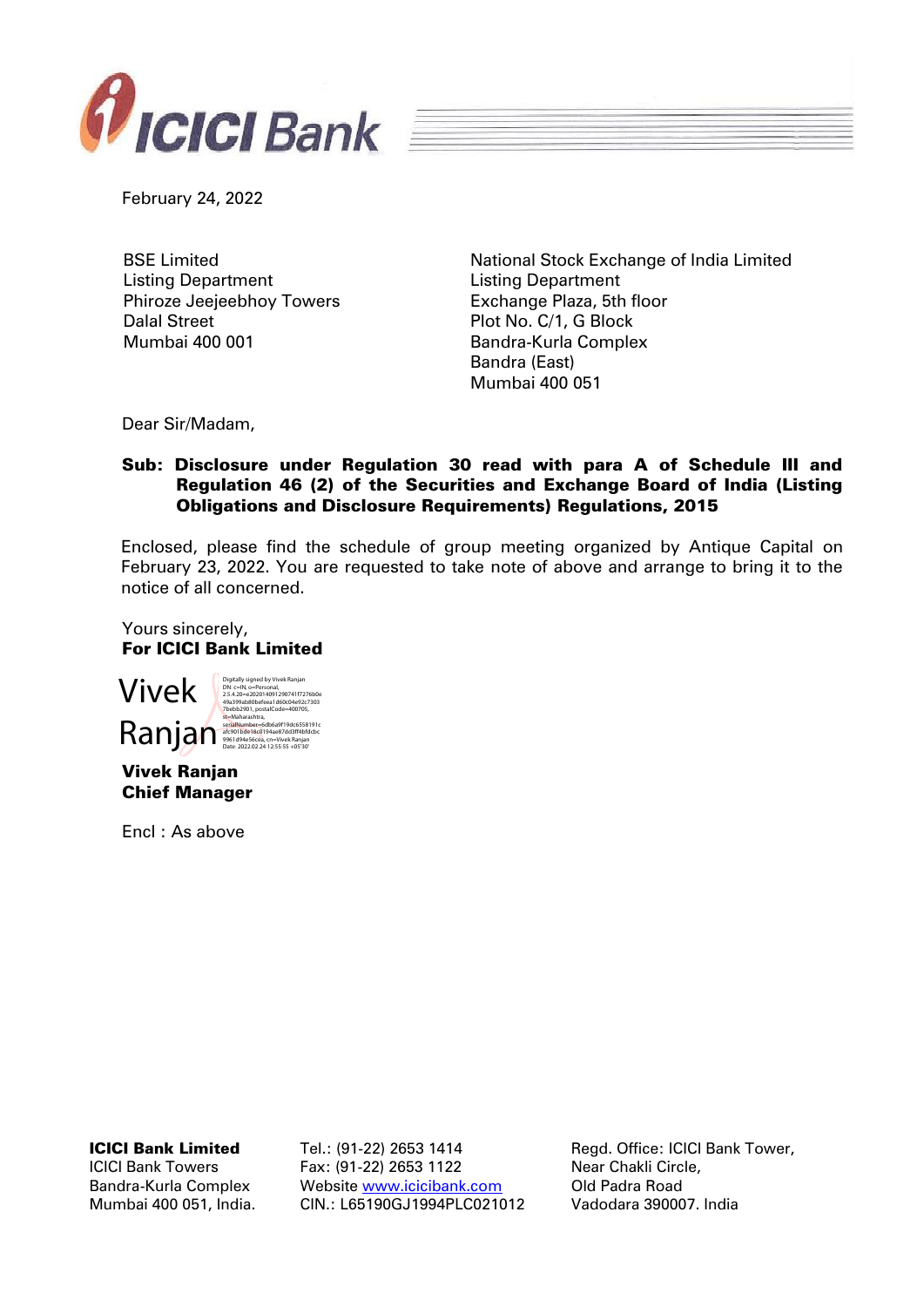ICICI Bank

February 24, 2022

BSE Limited
Listing Department
Phiroze Jeejeebhoy Towers
Dalal Street
Mumbai 400 001

National Stock Exchange of India Limited
Listing Department
Exchange Plaza, 5th floor
Plot No. C/1, G Block
Bandra-Kurla Complex
Bandra (East)
Mumbai 400 051

Dear Sir/Madam,

**Sub: Disclosure under Regulation 30 read with para A of Schedule III and Regulation 46 (2) of the Securities and Exchange Board of India (Listing Obligations and Disclosure Requirements) Regulations, 2015**

Enclosed, please find the schedule of group meeting organized by Antique Capital on February 23, 2022. You are requested to take note of above and arrange to bring it to the notice of all concerned.

Yours sincerely,
**For ICICI Bank Limited**

Vivek Ranjan

Digitally signed by Vivek Ranjan
DN: c=IN, o=Personal, 2.5.4.20=e2020140912907 41f7276b0e49a399ab80befeea1d60c04e92c73037bebb2901, postalCode=400705, st=Maharashtra, serialNumber=5db6a9f19dc6558191cafc901bde18c0194ae87dd3ff4bfdcbc9961d94e56cea, cn=Vivek Ranjan
Date: 2022.02.24 12:55:55 +05'30'

**Vivek Ranjan**
**Chief Manager**

Encl : As above

**ICICI Bank Limited**
ICICI Bank Towers
Bandra-Kurla Complex
Mumbai 400 051, India.

Tel.: (91-22) 2653 1414
Fax: (91-22) 2653 1122
Website www.icicibank.com
CIN.: L65190GJ1994PLC021012

Regd. Office: ICICI Bank Tower,
Near Chakli Circle,
Old Padra Road
Vadodara 390007. India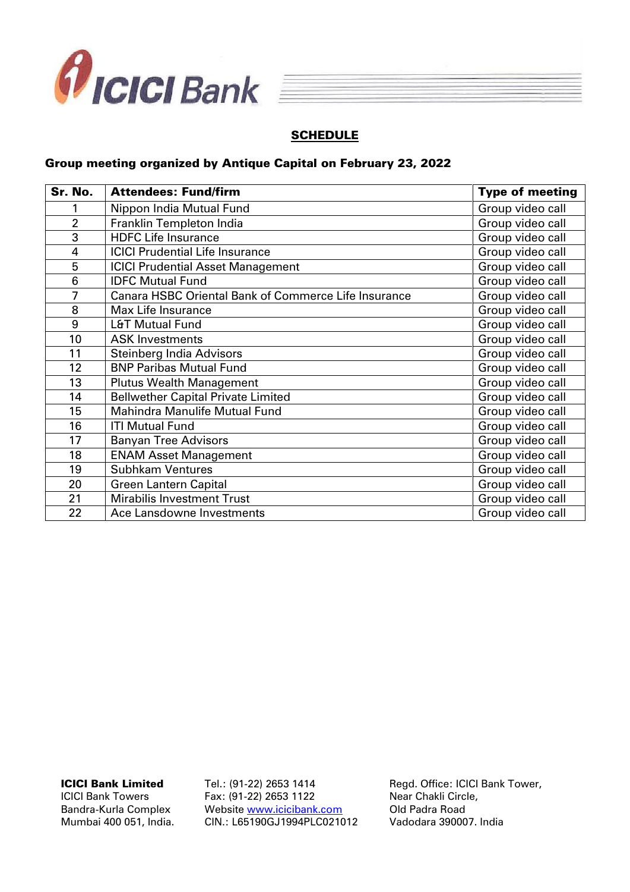## SCHEDULE

**Group meeting organized by Antique Capital on February 23, 2022**

| Sr. No. | Attendees: Fund/firm | Type of meeting |
|---|---|---|
| 1 | Nippon India Mutual Fund | Group video call |
| 2 | Franklin Templeton India | Group video call |
| 3 | HDFC Life Insurance | Group video call |
| 4 | ICICI Prudential Life Insurance | Group video call |
| 5 | ICICI Prudential Asset Management | Group video call |
| 6 | IDFC Mutual Fund | Group video call |
| 7 | Canara HSBC Oriental Bank of Commerce Life Insurance | Group video call |
| 8 | Max Life Insurance | Group video call |
| 9 | L&T Mutual Fund | Group video call |
| 10 | ASK Investments | Group video call |
| 11 | Steinberg India Advisors | Group video call |
| 12 | BNP Paribas Mutual Fund | Group video call |
| 13 | Plutus Wealth Management | Group video call |
| 14 | Bellwether Capital Private Limited | Group video call |
| 15 | Mahindra Manulife Mutual Fund | Group video call |
| 16 | ITI Mutual Fund | Group video call |
| 17 | Banyan Tree Advisors | Group video call |
| 18 | ENAM Asset Management | Group video call |
| 19 | Subhkam Ventures | Group video call |
| 20 | Green Lantern Capital | Group video call |
| 21 | Mirabilis Investment Trust | Group video call |
| 22 | Ace Lansdowne Investments | Group video call |

**ICICI Bank Limited**
ICICI Bank Towers
Bandra-Kurla Complex
Mumbai 400 051, India.

Tel.: (91-22) 2653 1414
Fax: (91-22) 2653 1122
Website www.icicibank.com
CIN.: L65190GJ1994PLC021012

Regd. Office: ICICI Bank Tower,
Near Chakli Circle,
Old Padra Road
Vadodara 390007. India